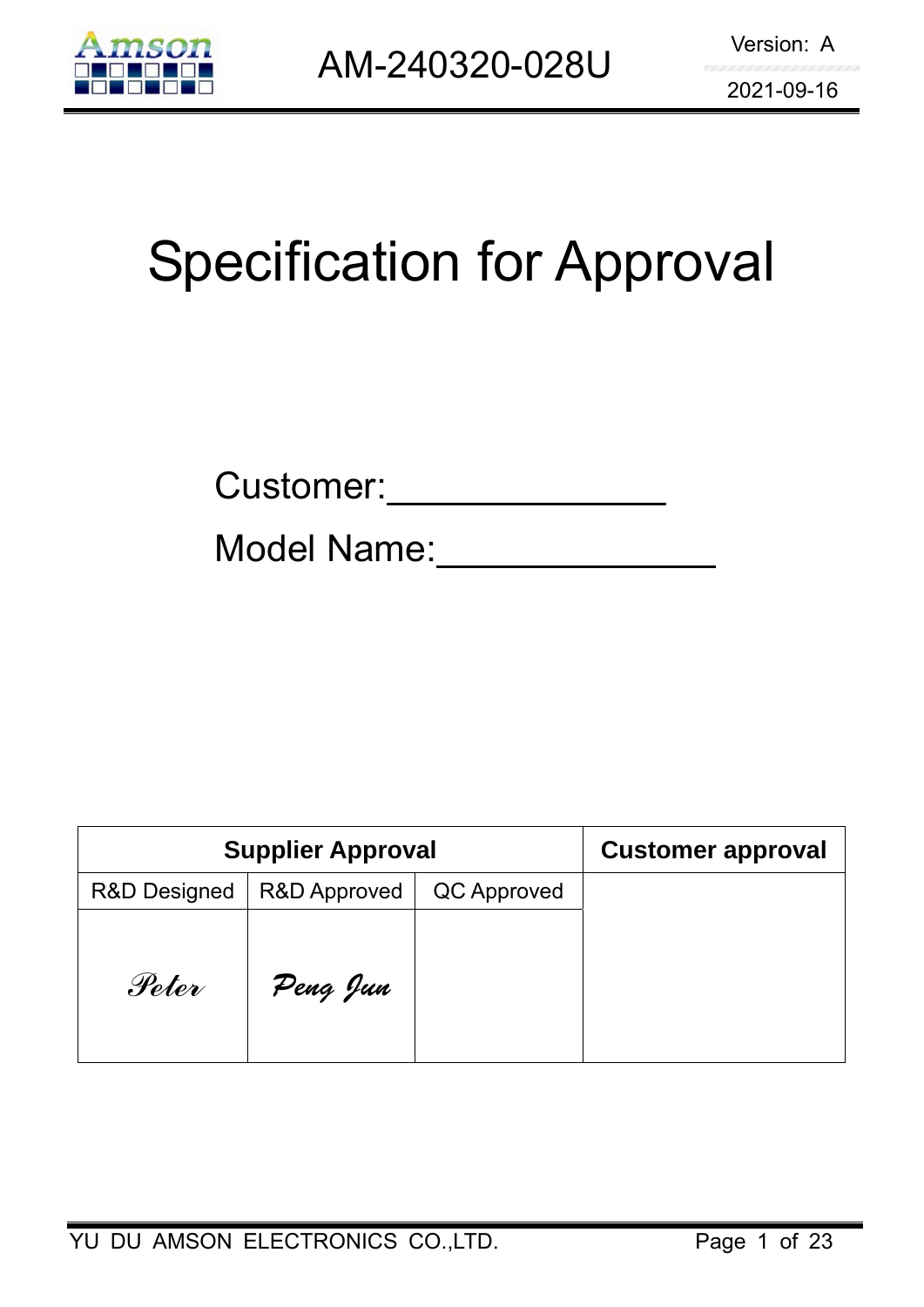AM-240320-028U

Version: A

2021-09-16

# Specification for Approval

Customer:______________

Model Name:______________

| Supplier Approval | | | Customer approval |
|---|---|---|---|
| R&D Designed | R&D Approved | QC Approved | |
| *Peter* | *Peng Jun* | | |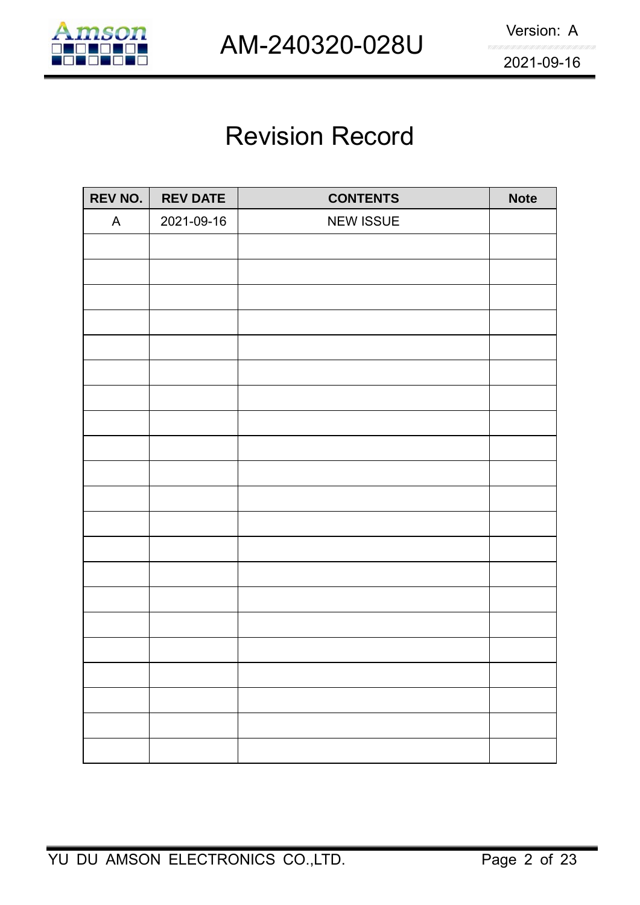# Revision Record

| REV NO. | REV DATE | CONTENTS | Note |
|---|---|---|---|
| A | 2021-09-16 | NEW ISSUE | |
| | | | |
| | | | |
| | | | |
| | | | |
| | | | |
| | | | |
| | | | |
| | | | |
| | | | |
| | | | |
| | | | |
| | | | |
| | | | |
| | | | |
| | | | |
| | | | |
| | | | |
| | | | |
| | | | |
| | | | |
| | | | |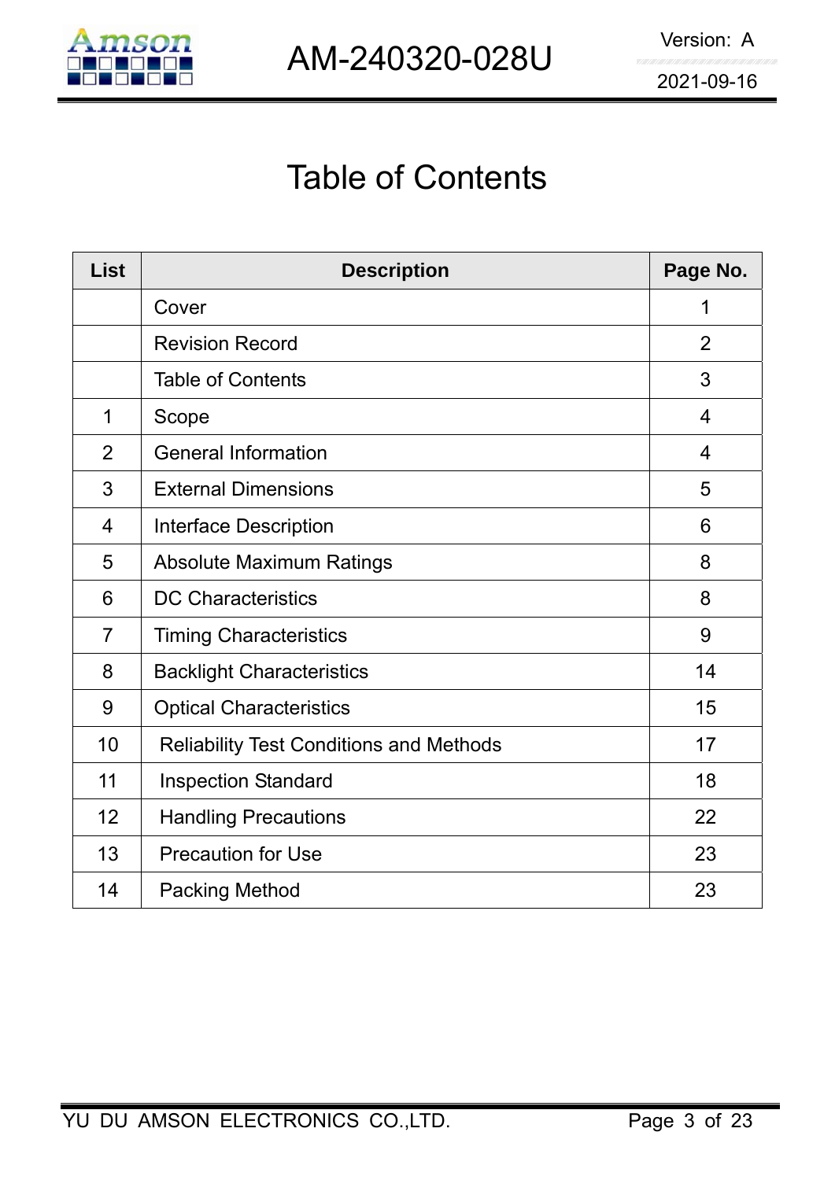# Table of Contents

| List | Description | Page No. |
|---|---|---|
| | Cover | 1 |
| | Revision Record | 2 |
| | Table of Contents | 3 |
| 1 | Scope | 4 |
| 2 | General Information | 4 |
| 3 | External Dimensions | 5 |
| 4 | Interface Description | 6 |
| 5 | Absolute Maximum Ratings | 8 |
| 6 | DC Characteristics | 8 |
| 7 | Timing Characteristics | 9 |
| 8 | Backlight Characteristics | 14 |
| 9 | Optical Characteristics | 15 |
| 10 | Reliability Test Conditions and Methods | 17 |
| 11 | Inspection Standard | 18 |
| 12 | Handling Precautions | 22 |
| 13 | Precaution for Use | 23 |
| 14 | Packing Method | 23 |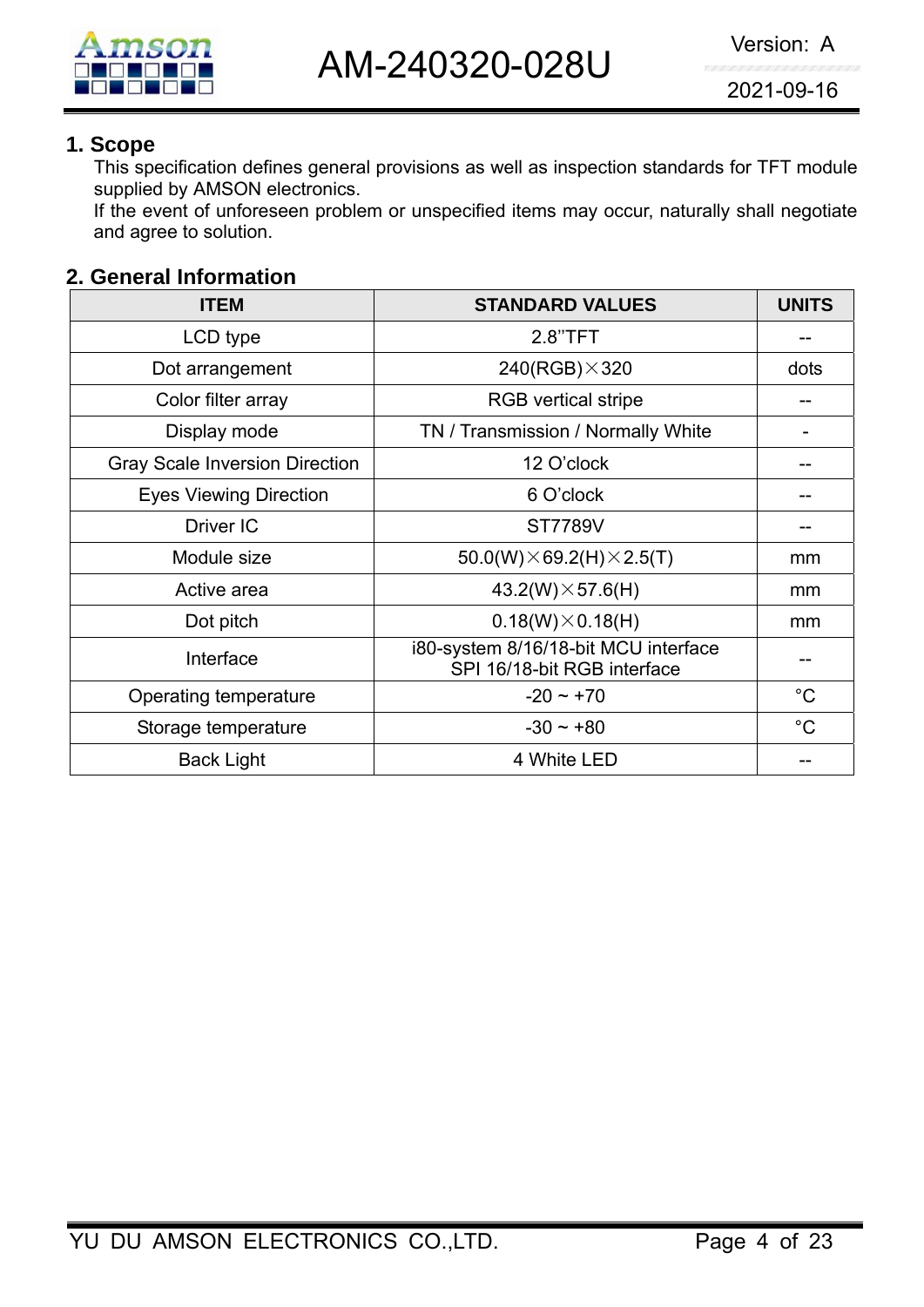## 1. Scope

This specification defines general provisions as well as inspection standards for TFT module supplied by AMSON electronics.
If the event of unforeseen problem or unspecified items may occur, naturally shall negotiate and agree to solution.

## 2. General Information

| ITEM | STANDARD VALUES | UNITS |
|---|---|---|
| LCD type | 2.8"TFT | -- |
| Dot arrangement | 240(RGB)×320 | dots |
| Color filter array | RGB vertical stripe | -- |
| Display mode | TN / Transmission / Normally White | - |
| Gray Scale Inversion Direction | 12 O'clock | -- |
| Eyes Viewing Direction | 6 O'clock | -- |
| Driver IC | ST7789V | -- |
| Module size | 50.0(W)×69.2(H)×2.5(T) | mm |
| Active area | 43.2(W)×57.6(H) | mm |
| Dot pitch | 0.18(W)×0.18(H) | mm |
| Interface | i80-system 8/16/18-bit MCU interface SPI 16/18-bit RGB interface | -- |
| Operating temperature | -20 ~ +70 | °C |
| Storage temperature | -30 ~ +80 | °C |
| Back Light | 4 White LED | -- |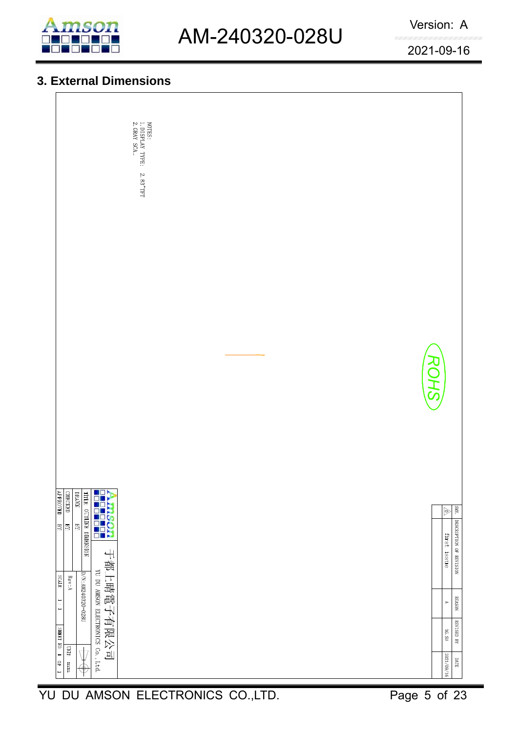## 3. External Dimensions

NOTES:
1. DISPLAY TYPE: 2.83"TFT
2. GRAY SCA.

ROHS

| REV. | DESCRIPTION OF REVISION | REASON | REVISED BY | DATE |
| --- | --- | --- | --- | --- |
| △ | first issue | A | XG.SU | 2021/09/16 |

| | | | |
| --- | --- | --- | --- |
| Amson | 于都上晴電子有限公司 YU DU AMSON ELECTRONICS Co.,Ltd. | | |
| TITLE: OUTLINE DIMENSION | P/N:AM240320-028U | | |
| DRAWN BY: | Rev:A | | |
| CHECKED BY: | | UNIT: mm | |
| APPROVED BY: | SCALE 1:1 | SHEET NO. 1 OF 1 | |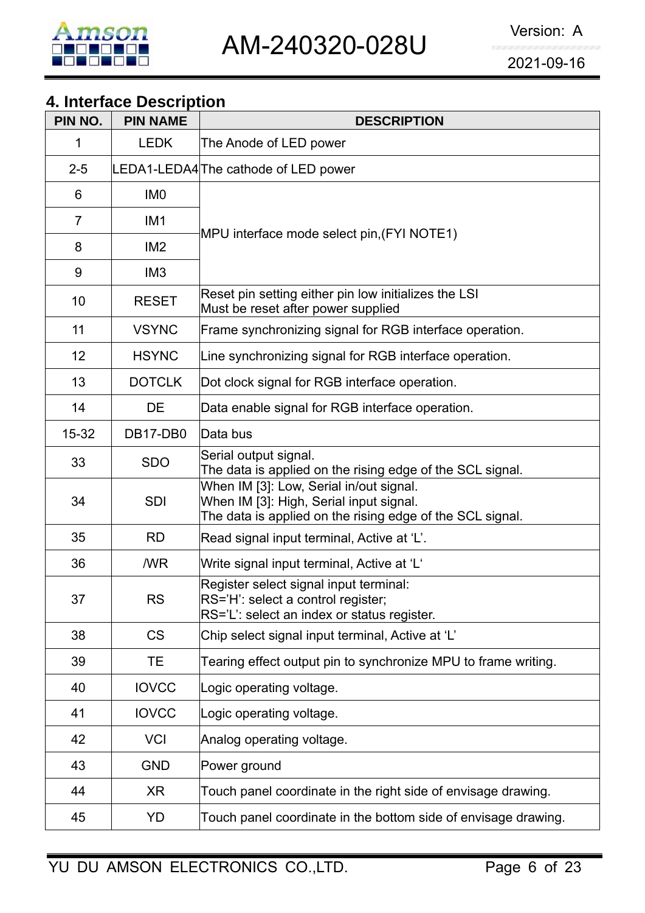## 4. Interface Description

| PIN NO. | PIN NAME | DESCRIPTION |
|---|---|---|
| 1 | LEDK | The Anode of LED power |
| 2-5 | LEDA1-LEDA4 | The cathode of LED power |
| 6 | IM0 | MPU interface mode select pin,(FYI NOTE1) |
| 7 | IM1 | |
| 8 | IM2 | |
| 9 | IM3 | |
| 10 | RESET | Reset pin setting either pin low initializes the LSI<br>Must be reset after power supplied |
| 11 | VSYNC | Frame synchronizing signal for RGB interface operation. |
| 12 | HSYNC | Line synchronizing signal for RGB interface operation. |
| 13 | DOTCLK | Dot clock signal for RGB interface operation. |
| 14 | DE | Data enable signal for RGB interface operation. |
| 15-32 | DB17-DB0 | Data bus |
| 33 | SDO | Serial output signal.<br>The data is applied on the rising edge of the SCL signal. |
| 34 | SDI | When IM [3]: Low, Serial in/out signal.<br>When IM [3]: High, Serial input signal.<br>The data is applied on the rising edge of the SCL signal. |
| 35 | RD | Read signal input terminal, Active at 'L'. |
| 36 | /WR | Write signal input terminal, Active at 'L' |
| 37 | RS | Register select signal input terminal:<br>RS='H': select a control register;<br>RS='L': select an index or status register. |
| 38 | CS | Chip select signal input terminal, Active at 'L' |
| 39 | TE | Tearing effect output pin to synchronize MPU to frame writing. |
| 40 | IOVCC | Logic operating voltage. |
| 41 | IOVCC | Logic operating voltage. |
| 42 | VCI | Analog operating voltage. |
| 43 | GND | Power ground |
| 44 | XR | Touch panel coordinate in the right side of envisage drawing. |
| 45 | YD | Touch panel coordinate in the bottom side of envisage drawing. |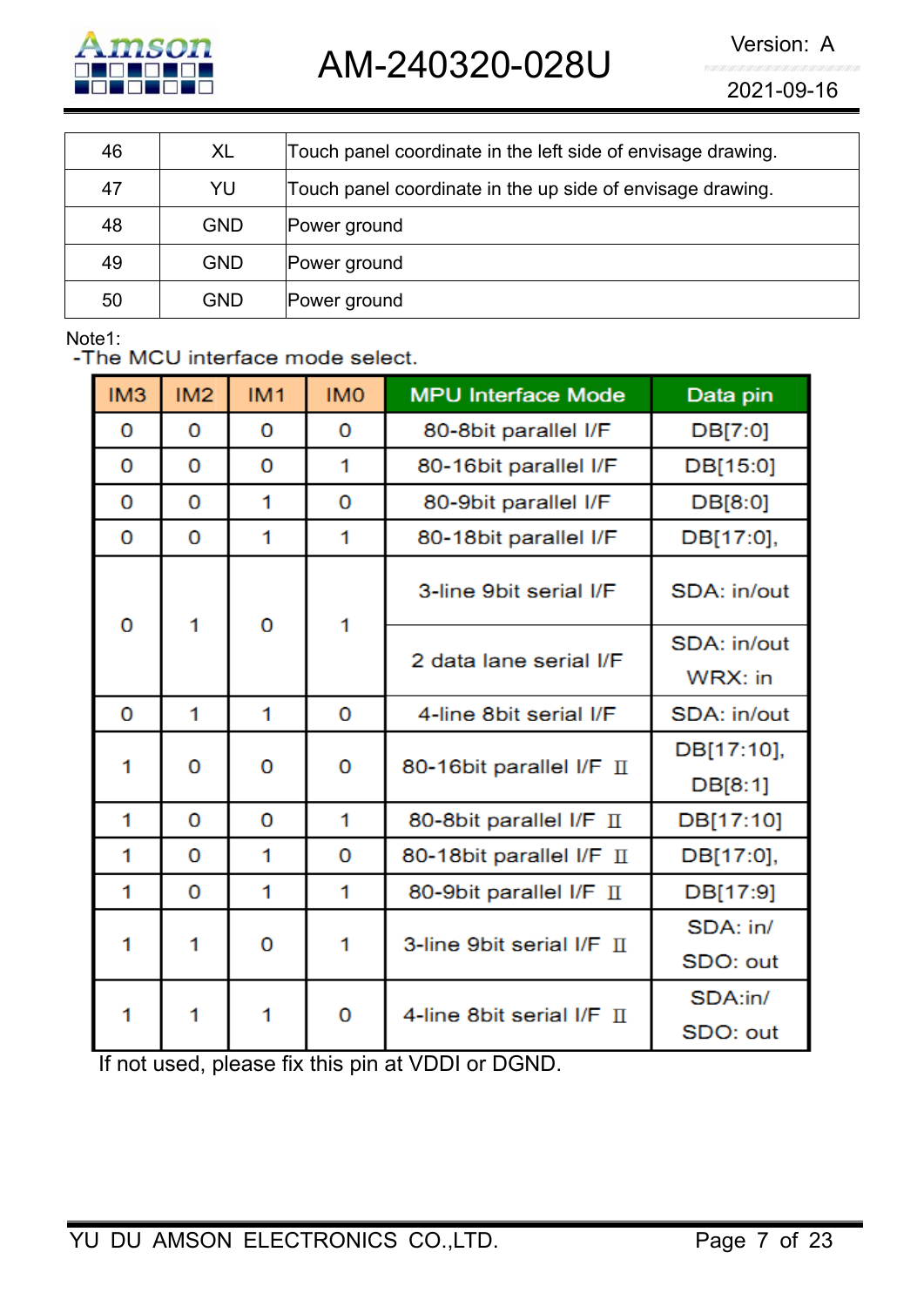| 46 | XL | Touch panel coordinate in the left side of envisage drawing. |
|---|---|---|
| 47 | YU | Touch panel coordinate in the up side of envisage drawing. |
| 48 | GND | Power ground |
| 49 | GND | Power ground |
| 50 | GND | Power ground |

Note1:

-The MCU interface mode select.

| IM3 | IM2 | IM1 | IM0 | MPU Interface Mode | Data pin |
|---|---|---|---|---|---|
| 0 | 0 | 0 | 0 | 80-8bit parallel I/F | DB[7:0] |
| 0 | 0 | 0 | 1 | 80-16bit parallel I/F | DB[15:0] |
| 0 | 0 | 1 | 0 | 80-9bit parallel I/F | DB[8:0] |
| 0 | 0 | 1 | 1 | 80-18bit parallel I/F | DB[17:0], |
| 0 | 1 | 0 | 1 | 3-line 9bit serial I/F | SDA: in/out |
| | | | | 2 data lane serial I/F | SDA: in/out WRX: in |
| 0 | 1 | 1 | 0 | 4-line 8bit serial I/F | SDA: in/out |
| 1 | 0 | 0 | 0 | 80-16bit parallel I/F Ⅱ | DB[17:10], DB[8:1] |
| 1 | 0 | 0 | 1 | 80-8bit parallel I/F Ⅱ | DB[17:10] |
| 1 | 0 | 1 | 0 | 80-18bit parallel I/F Ⅱ | DB[17:0], |
| 1 | 0 | 1 | 1 | 80-9bit parallel I/F Ⅱ | DB[17:9] |
| 1 | 1 | 0 | 1 | 3-line 9bit serial I/F Ⅱ | SDA: in/ SDO: out |
| 1 | 1 | 1 | 0 | 4-line 8bit serial I/F Ⅱ | SDA:in/ SDO: out |

If not used, please fix this pin at VDDI or DGND.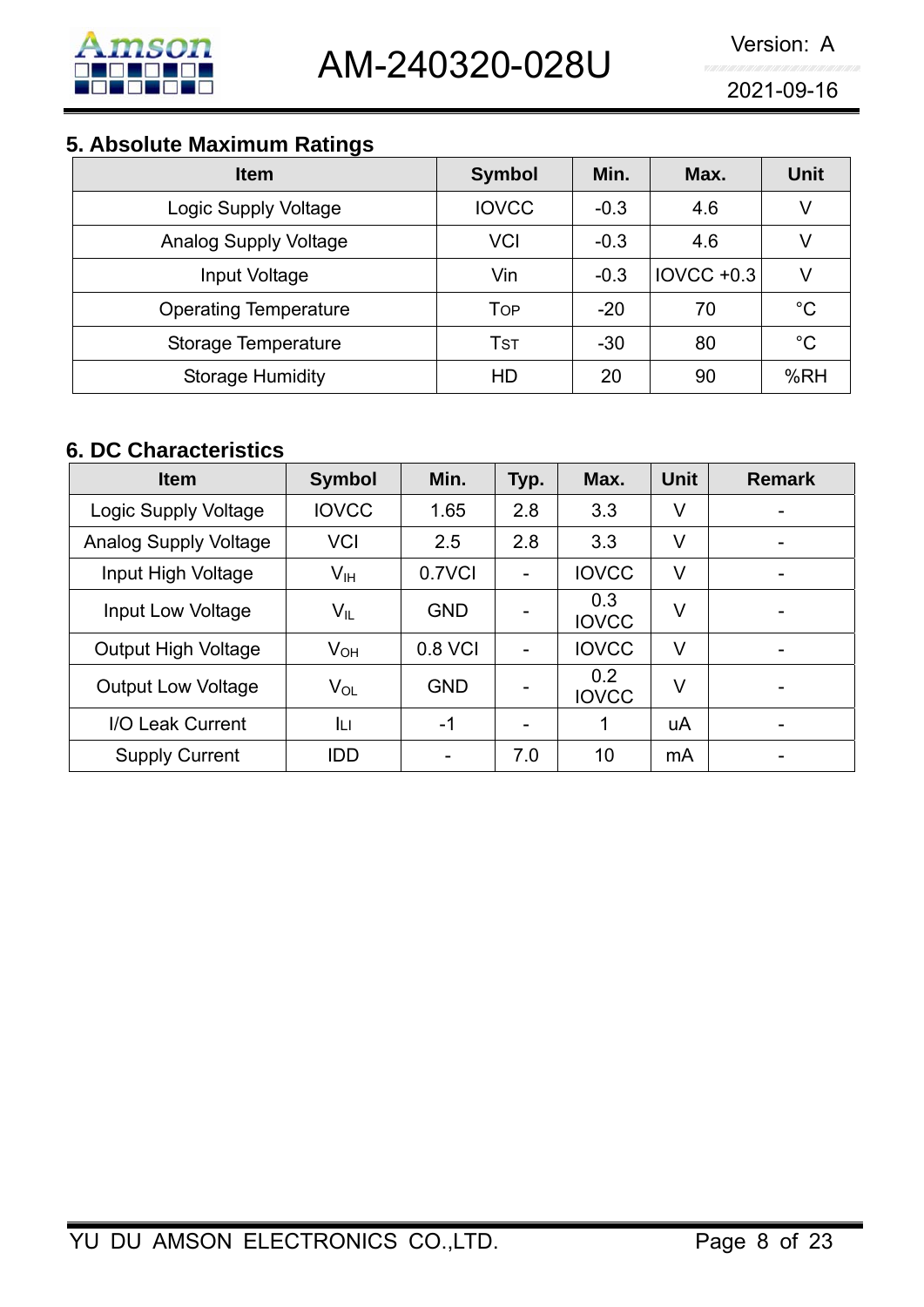## 5. Absolute Maximum Ratings

| Item | Symbol | Min. | Max. | Unit |
|---|---|---|---|---|
| Logic Supply Voltage | IOVCC | -0.3 | 4.6 | V |
| Analog Supply Voltage | VCI | -0.3 | 4.6 | V |
| Input Voltage | Vin | -0.3 | IOVCC +0.3 | V |
| Operating Temperature | $T_{OP}$ | -20 | 70 | °C |
| Storage Temperature | $T_{ST}$ | -30 | 80 | °C |
| Storage Humidity | HD | 20 | 90 | %RH |

## 6. DC Characteristics

| Item | Symbol | Min. | Typ. | Max. | Unit | Remark |
|---|---|---|---|---|---|---|
| Logic Supply Voltage | IOVCC | 1.65 | 2.8 | 3.3 | V | - |
| Analog Supply Voltage | VCI | 2.5 | 2.8 | 3.3 | V | - |
| Input High Voltage | $V_{IH}$ | 0.7VCI | - | IOVCC | V | - |
| Input Low Voltage | $V_{IL}$ | GND | - | 0.3 IOVCC | V | - |
| Output High Voltage | $V_{OH}$ | 0.8 VCI | - | IOVCC | V | - |
| Output Low Voltage | $V_{OL}$ | GND | - | 0.2 IOVCC | V | - |
| I/O Leak Current | $I_{LI}$ | -1 | - | 1 | uA | - |
| Supply Current | IDD | - | 7.0 | 10 | mA | - |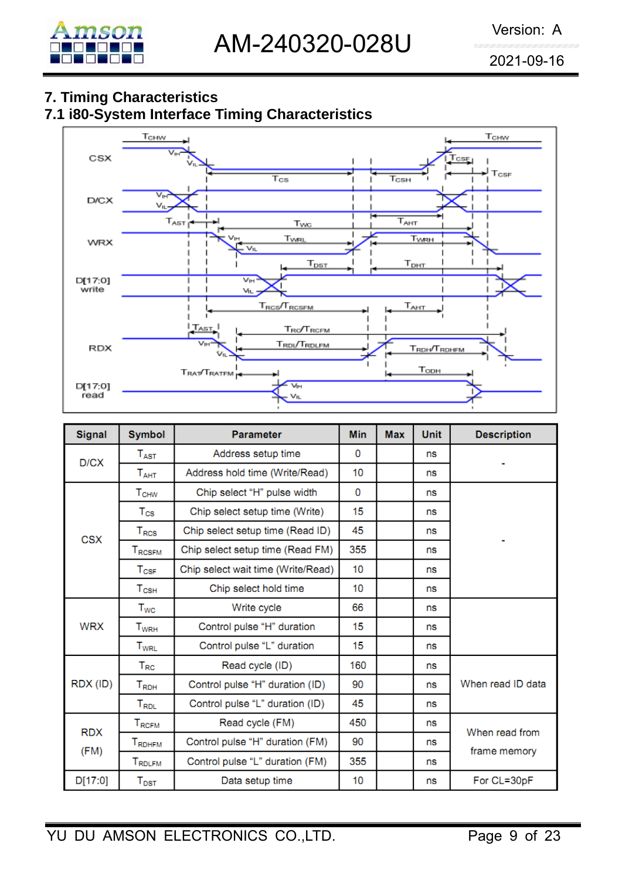## 7. Timing Characteristics

### 7.1 i80-System Interface Timing Characteristics

| Signal | Symbol | Parameter | Min | Max | Unit | Description |
|---|---|---|---|---|---|---|
| D/CX | $T_{AST}$ | Address setup time | 0 | | ns | - |
| | $T_{AHT}$ | Address hold time (Write/Read) | 10 | | ns | |
| CSX | $T_{CHW}$ | Chip select "H" pulse width | 0 | | ns | - |
| | $T_{CS}$ | Chip select setup time (Write) | 15 | | ns | |
| | $T_{RCS}$ | Chip select setup time (Read ID) | 45 | | ns | |
| | $T_{RCSFM}$ | Chip select setup time (Read FM) | 355 | | ns | |
| | $T_{CSF}$ | Chip select wait time (Write/Read) | 10 | | ns | |
| | $T_{CSH}$ | Chip select hold time | 10 | | ns | |
| WRX | $T_{WC}$ | Write cycle | 66 | | ns | |
| | $T_{WRH}$ | Control pulse "H" duration | 15 | | ns | |
| | $T_{WRL}$ | Control pulse "L" duration | 15 | | ns | |
| RDX (ID) | $T_{RC}$ | Read cycle (ID) | 160 | | ns | When read ID data |
| | $T_{RDH}$ | Control pulse "H" duration (ID) | 90 | | ns | |
| | $T_{RDL}$ | Control pulse "L" duration (ID) | 45 | | ns | |
| RDX (FM) | $T_{RCFM}$ | Read cycle (FM) | 450 | | ns | When read from frame memory |
| | $T_{RDHFM}$ | Control pulse "H" duration (FM) | 90 | | ns | |
| | $T_{RDLFM}$ | Control pulse "L" duration (FM) | 355 | | ns | |
| D[17:0] | $T_{DST}$ | Data setup time | 10 | | ns | For CL=30pF |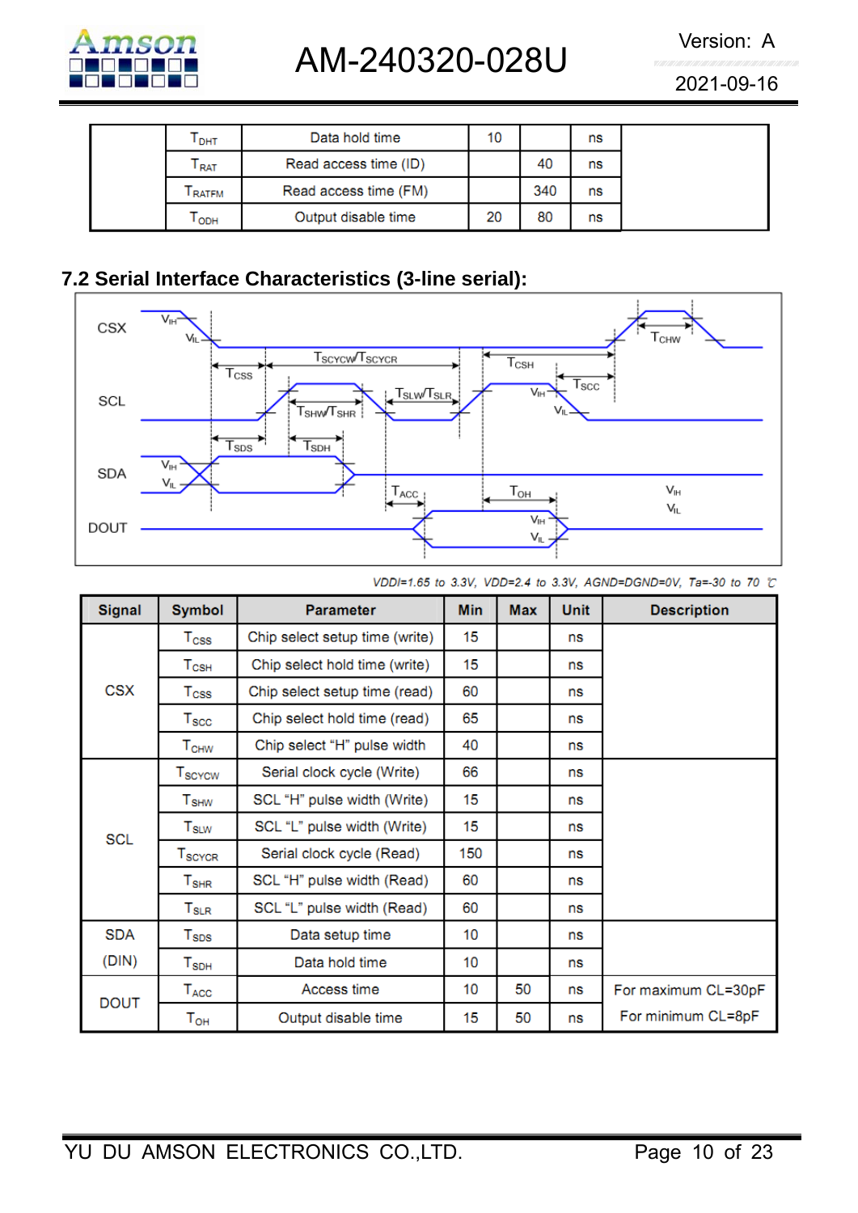| | Symbol | Parameter | Min | Max | Unit | Description |
|---|---|---|---|---|---|---|
| | $T_{DHT}$ | Data hold time | 10 | | ns | |
| | $T_{RAT}$ | Read access time (ID) | | 40 | ns | |
| | $T_{RATFM}$ | Read access time (FM) | | 340 | ns | |
| | $T_{ODH}$ | Output disable time | 20 | 80 | ns | |

## 7.2 Serial Interface Characteristics (3-line serial):

*VDDI=1.65 to 3.3V, VDD=2.4 to 3.3V, AGND=DGND=0V, Ta=-30 to 70 ℃*

| Signal | Symbol | Parameter | Min | Max | Unit | Description |
|---|---|---|---|---|---|---|
| CSX | $T_{CSS}$ | Chip select setup time (write) | 15 | | ns | |
| | $T_{CSH}$ | Chip select hold time (write) | 15 | | ns | |
| | $T_{CSS}$ | Chip select setup time (read) | 60 | | ns | |
| | $T_{SCC}$ | Chip select hold time (read) | 65 | | ns | |
| | $T_{CHW}$ | Chip select "H" pulse width | 40 | | ns | |
| SCL | $T_{SCYCW}$ | Serial clock cycle (Write) | 66 | | ns | |
| | $T_{SHW}$ | SCL "H" pulse width (Write) | 15 | | ns | |
| | $T_{SLW}$ | SCL "L" pulse width (Write) | 15 | | ns | |
| | $T_{SCYCR}$ | Serial clock cycle (Read) | 150 | | ns | |
| | $T_{SHR}$ | SCL "H" pulse width (Read) | 60 | | ns | |
| | $T_{SLR}$ | SCL "L" pulse width (Read) | 60 | | ns | |
| SDA (DIN) | $T_{SDS}$ | Data setup time | 10 | | ns | |
| | $T_{SDH}$ | Data hold time | 10 | | ns | |
| DOUT | $T_{ACC}$ | Access time | 10 | 50 | ns | For maximum CL=30pF |
| | $T_{OH}$ | Output disable time | 15 | 50 | ns | For minimum CL=8pF |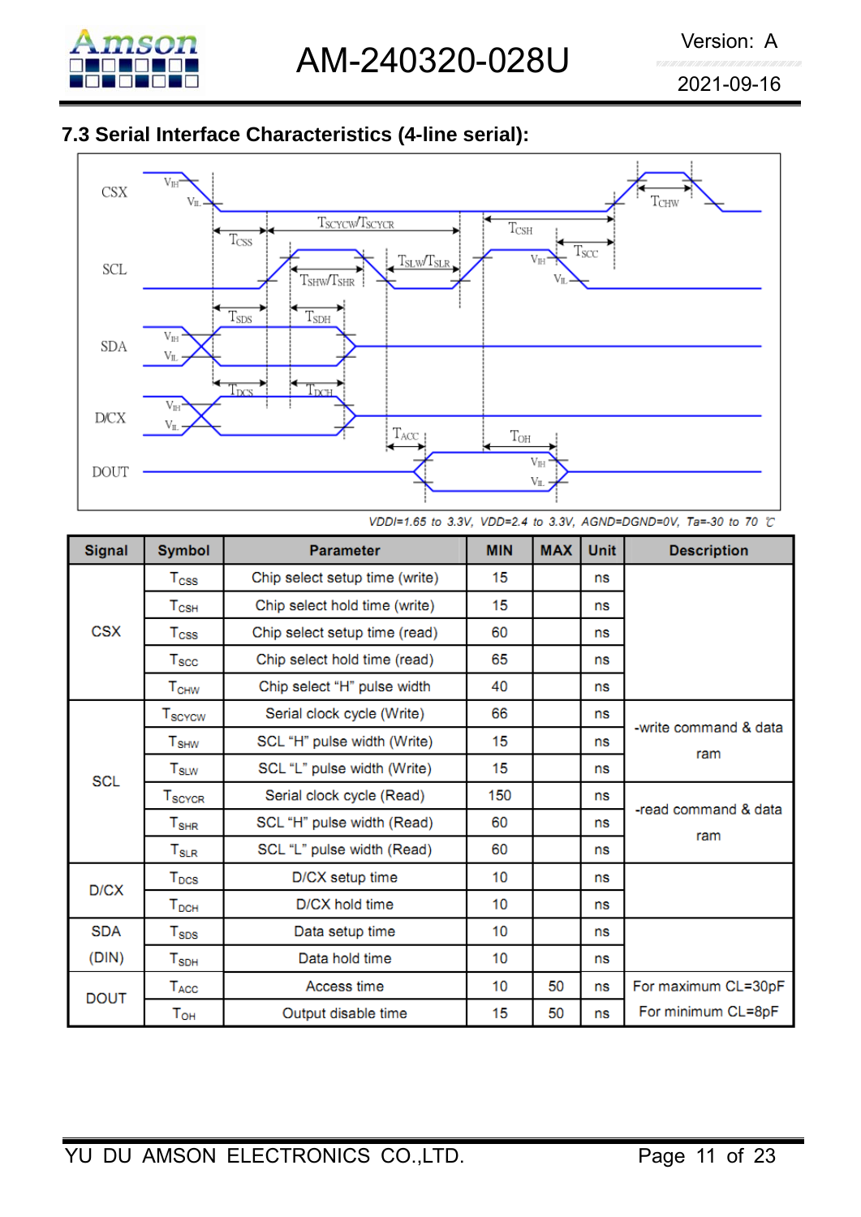## 7.3 Serial Interface Characteristics (4-line serial):

*VDDI=1.65 to 3.3V, VDD=2.4 to 3.3V, AGND=DGND=0V, Ta=-30 to 70 ℃*

| Signal | Symbol | Parameter | MIN | MAX | Unit | Description |
|---|---|---|---|---|---|---|
| CSX | $T_{CSS}$ | Chip select setup time (write) | 15 | | ns | |
| | $T_{CSH}$ | Chip select hold time (write) | 15 | | ns | |
| | $T_{CSS}$ | Chip select setup time (read) | 60 | | ns | |
| | $T_{SCC}$ | Chip select hold time (read) | 65 | | ns | |
| | $T_{CHW}$ | Chip select “H” pulse width | 40 | | ns | |
| SCL | $T_{SCYCW}$ | Serial clock cycle (Write) | 66 | | ns | -write command & data ram |
| | $T_{SHW}$ | SCL “H” pulse width (Write) | 15 | | ns | |
| | $T_{SLW}$ | SCL “L” pulse width (Write) | 15 | | ns | |
| | $T_{SCYCR}$ | Serial clock cycle (Read) | 150 | | ns | -read command & data ram |
| | $T_{SHR}$ | SCL “H” pulse width (Read) | 60 | | ns | |
| | $T_{SLR}$ | SCL “L” pulse width (Read) | 60 | | ns | |
| D/CX | $T_{DCS}$ | D/CX setup time | 10 | | ns | |
| | $T_{DCH}$ | D/CX hold time | 10 | | ns | |
| SDA (DIN) | $T_{SDS}$ | Data setup time | 10 | | ns | |
| | $T_{SDH}$ | Data hold time | 10 | | ns | |
| DOUT | $T_{ACC}$ | Access time | 10 | 50 | ns | For maximum CL=30pF |
| | $T_{OH}$ | Output disable time | 15 | 50 | ns | For minimum CL=8pF |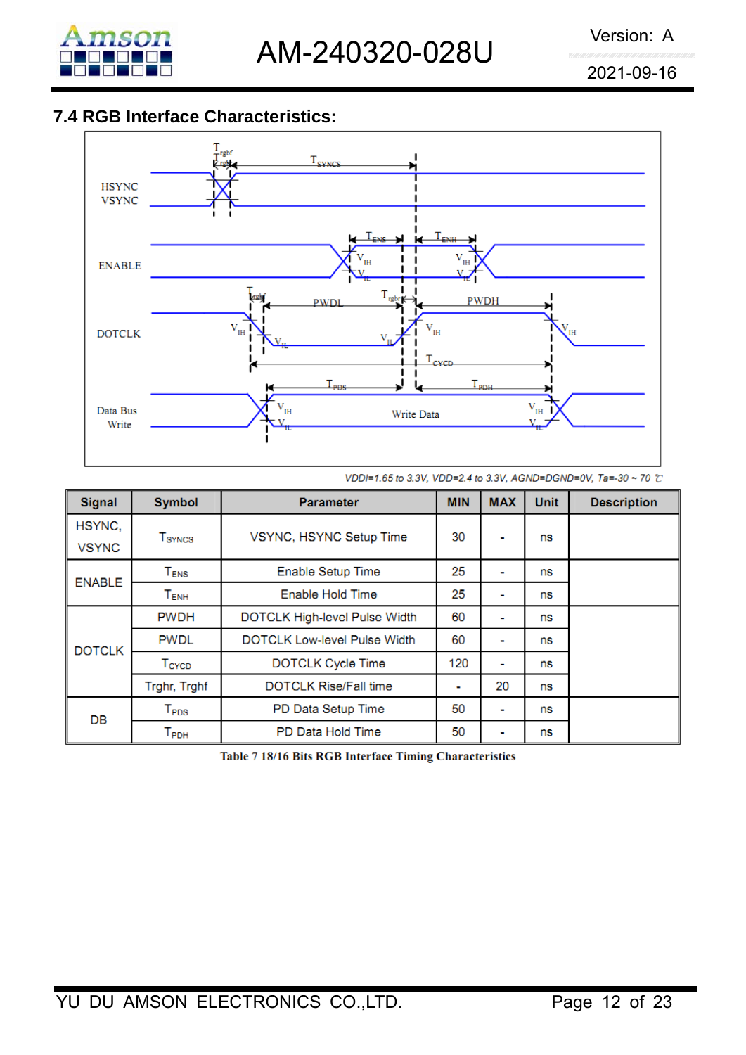## 7.4 RGB Interface Characteristics:

*VDDI=1.65 to 3.3V, VDD=2.4 to 3.3V, AGND=DGND=0V, Ta=-30 ~ 70 ℃*

| Signal | Symbol | Parameter | MIN | MAX | Unit | Description |
|---|---|---|---|---|---|---|
| HSYNC, VSYNC | $T_{SYNCS}$ | VSYNC, HSYNC Setup Time | 30 | - | ns | |
| ENABLE | $T_{ENS}$ | Enable Setup Time | 25 | - | ns | |
| | $T_{ENH}$ | Enable Hold Time | 25 | - | ns | |
| DOTCLK | PWDH | DOTCLK High-level Pulse Width | 60 | - | ns | |
| | PWDL | DOTCLK Low-level Pulse Width | 60 | - | ns | |
| | $T_{CYCD}$ | DOTCLK Cycle Time | 120 | - | ns | |
| | Trghr, Trghf | DOTCLK Rise/Fall time | - | 20 | ns | |
| DB | $T_{PDS}$ | PD Data Setup Time | 50 | - | ns | |
| | $T_{PDH}$ | PD Data Hold Time | 50 | - | ns | |

**Table 7 18/16 Bits RGB Interface Timing Characteristics**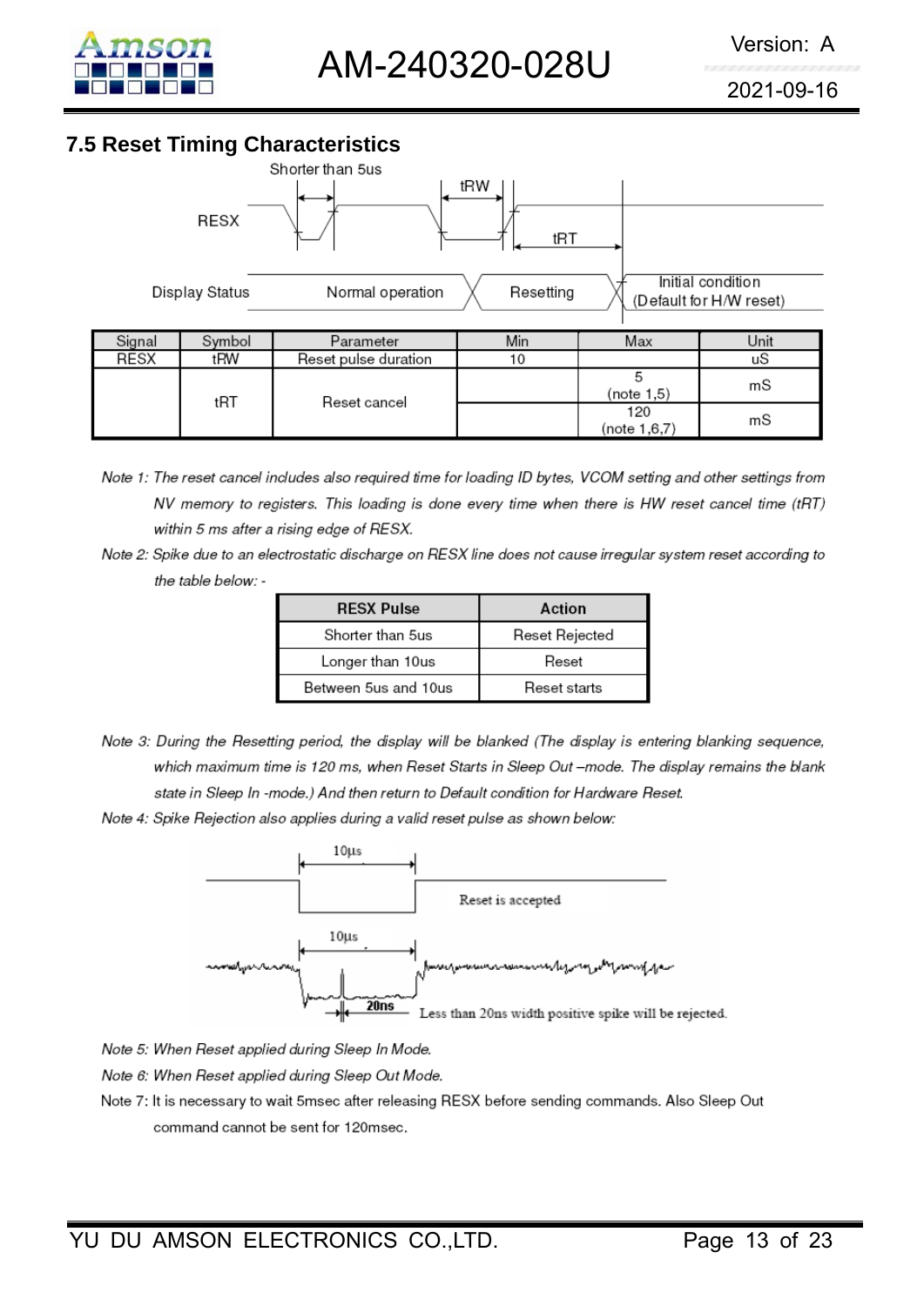## 7.5 Reset Timing Characteristics

| Signal | Symbol | Parameter | Min | Max | Unit |
|---|---|---|---|---|---|
| RESX | tRW | Reset pulse duration | 10 | | uS |
| | tRT | Reset cancel | | 5 (note 1,5) | mS |
| | | | | 120 (note 1,6,7) | mS |

*Note 1: The reset cancel includes also required time for loading ID bytes, VCOM setting and other settings from NV memory to registers. This loading is done every time when there is HW reset cancel time (tRT) within 5 ms after a rising edge of RESX.*

*Note 2: Spike due to an electrostatic discharge on RESX line does not cause irregular system reset according to the table below: -*

| RESX Pulse | Action |
|---|---|
| Shorter than 5us | Reset Rejected |
| Longer than 10us | Reset |
| Between 5us and 10us | Reset starts |

*Note 3: During the Resetting period, the display will be blanked (The display is entering blanking sequence, which maximum time is 120 ms, when Reset Starts in Sleep Out –mode. The display remains the blank state in Sleep In -mode.) And then return to Default condition for Hardware Reset.*

*Note 4: Spike Rejection also applies during a valid reset pulse as shown below:*

*Note 5: When Reset applied during Sleep In Mode.*

*Note 6: When Reset applied during Sleep Out Mode.*

Note 7: It is necessary to wait 5msec after releasing RESX before sending commands. Also Sleep Out command cannot be sent for 120msec.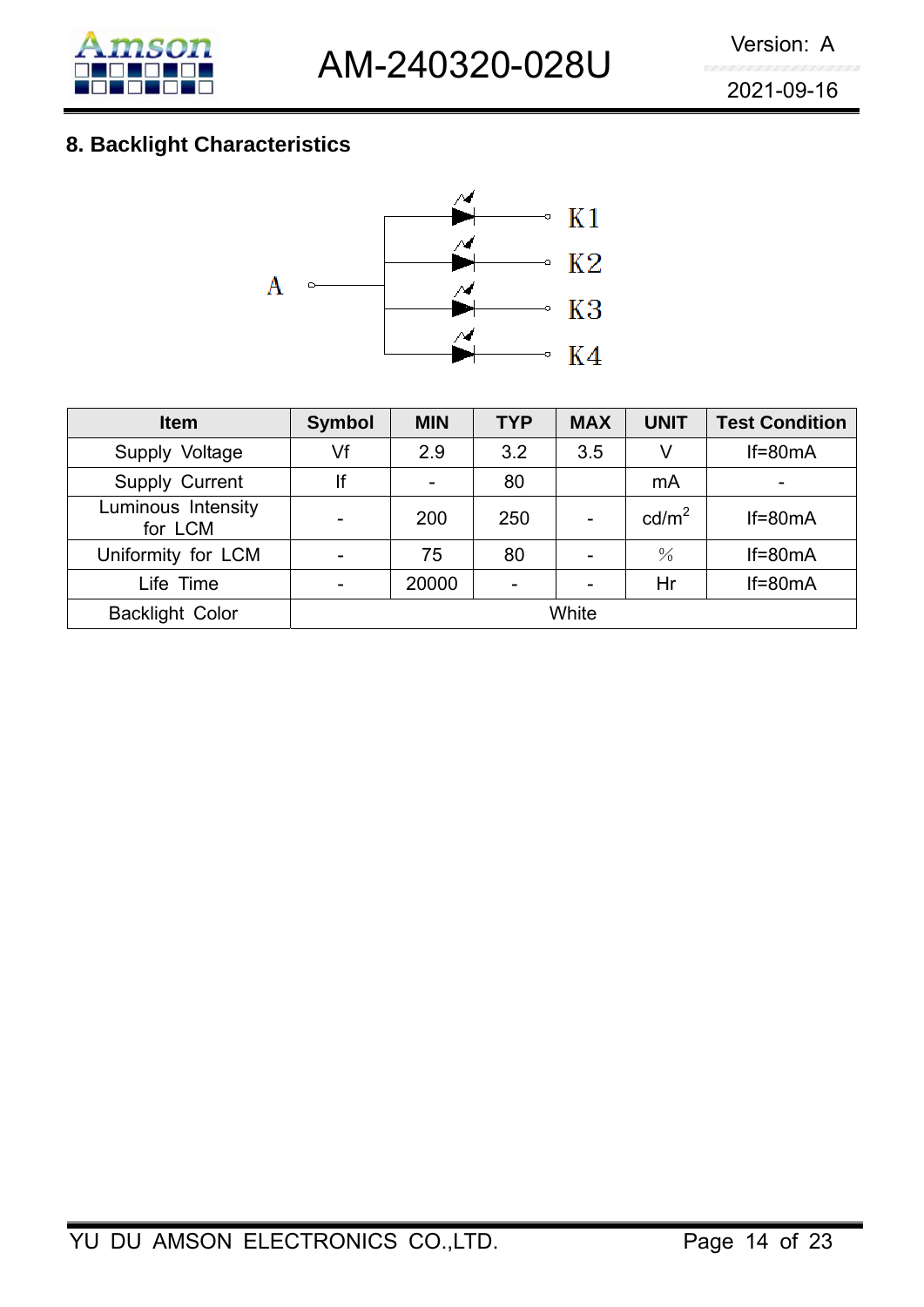## 8. Backlight Characteristics

A K1 K2 K3 K4

| Item | Symbol | MIN | TYP | MAX | UNIT | Test Condition |
|---|---|---|---|---|---|---|
| Supply Voltage | Vf | 2.9 | 3.2 | 3.5 | V | If=80mA |
| Supply Current | If | - | 80 | | mA | - |
| Luminous Intensity for LCM | - | 200 | 250 | - | $cd/m^2$ | If=80mA |
| Uniformity for LCM | - | 75 | 80 | - | ％ | If=80mA |
| Life Time | - | 20000 | - | - | Hr | If=80mA |
| Backlight Color | White | | | | | |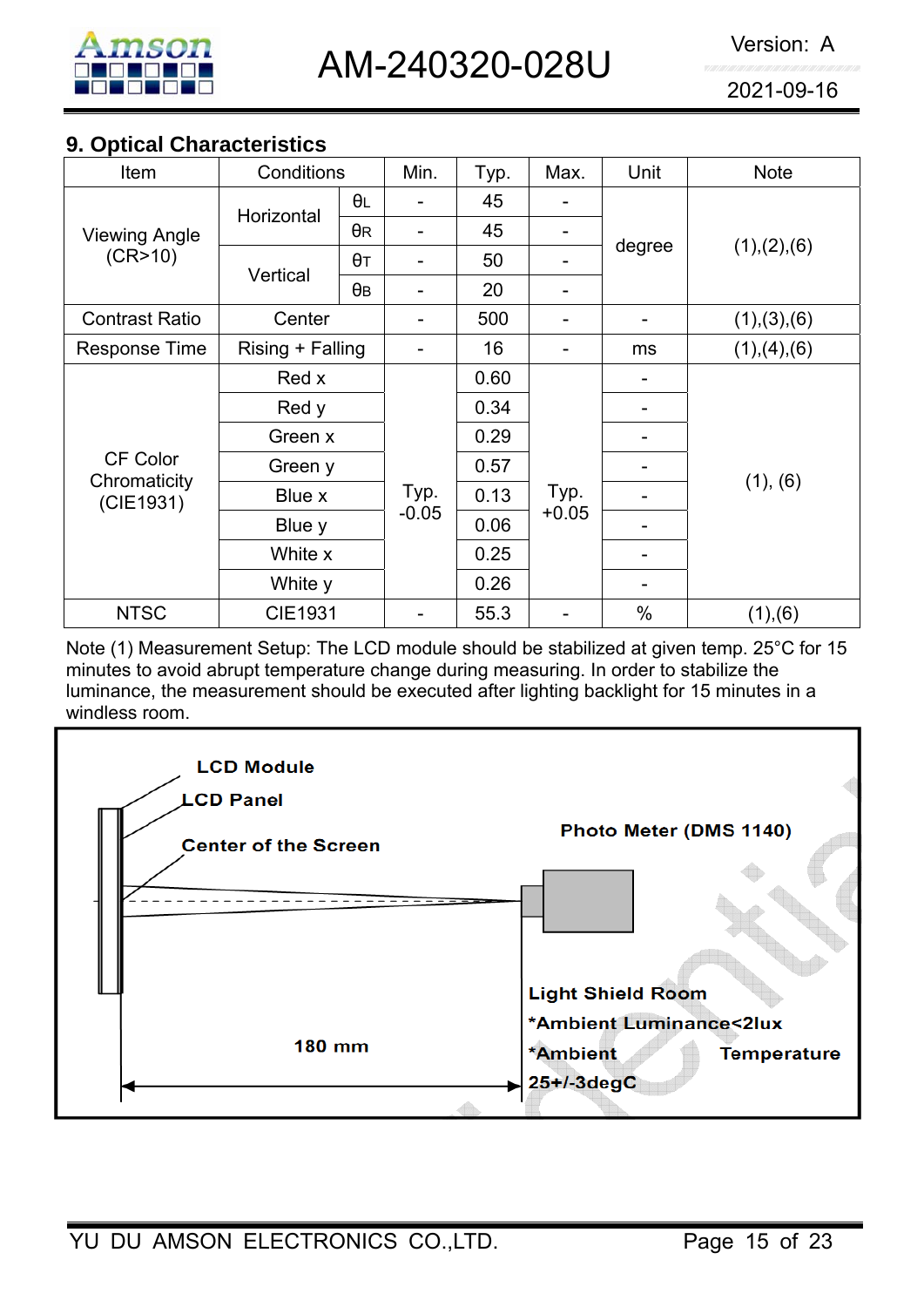## 9. Optical Characteristics

| Item | Conditions | | Min. | Typ. | Max. | Unit | Note |
|---|---|---|---|---|---|---|---|
| Viewing Angle (CR>10) | Horizontal | θL | - | 45 | - | degree | (1),(2),(6) |
| | | θR | - | 45 | - | | |
| | Vertical | θT | - | 50 | - | | |
| | | θB | - | 20 | - | | |
| Contrast Ratio | Center | | - | 500 | - | - | (1),(3),(6) |
| Response Time | Rising + Falling | | - | 16 | - | ms | (1),(4),(6) |
| CF Color Chromaticity (CIE1931) | Red x | | Typ. -0.05 | 0.60 | Typ. +0.05 | - | (1), (6) |
| | Red y | | | 0.34 | | - | |
| | Green x | | | 0.29 | | - | |
| | Green y | | | 0.57 | | - | |
| | Blue x | | | 0.13 | | - | |
| | Blue y | | | 0.06 | | - | |
| | White x | | | 0.25 | | - | |
| | White y | | | 0.26 | | - | |
| NTSC | CIE1931 | | - | 55.3 | - | % | (1),(6) |

Note (1) Measurement Setup: The LCD module should be stabilized at given temp. 25°C for 15 minutes to avoid abrupt temperature change during measuring. In order to stabilize the luminance, the measurement should be executed after lighting backlight for 15 minutes in a windless room.

**LCD Module**

**LCD Panel**

**Center of the Screen**

**Photo Meter (DMS 1140)**

**Light Shield Room**

***Ambient Luminance<2lux**

***Ambient Temperature 25+/-3degC**

**180 mm**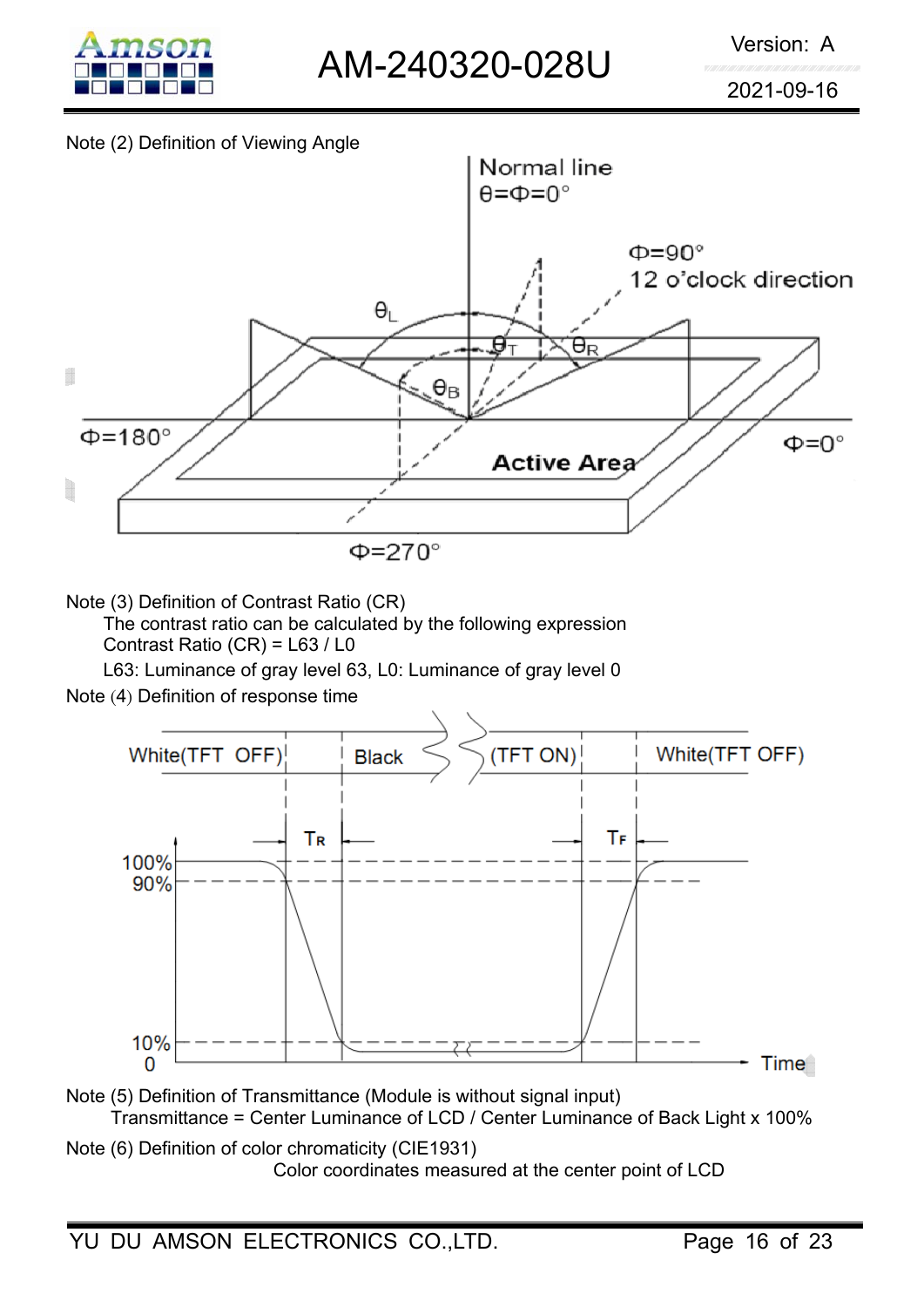Note (2) Definition of Viewing Angle

Normal line
$\theta = \Phi = 0°$

$\Phi = 90°$
12 o'clock direction

$\theta_L$ $\theta_T$ $\theta_R$ $\theta_B$

$\Phi = 180°$

$\Phi = 0°$

Active Area

$\Phi = 270°$

Note (3) Definition of Contrast Ratio (CR)

The contrast ratio can be calculated by the following expression

Contrast Ratio (CR) = L63 / L0

L63: Luminance of gray level 63, L0: Luminance of gray level 0

Note (4) Definition of response time

White(TFT OFF) | Black (TFT ON) | White(TFT OFF)

$T_R$ $T_F$

100%
90%
10%
0
Time

Note (5) Definition of Transmittance (Module is without signal input)

Transmittance = Center Luminance of LCD / Center Luminance of Back Light x 100%

Note (6) Definition of color chromaticity (CIE1931)

Color coordinates measured at the center point of LCD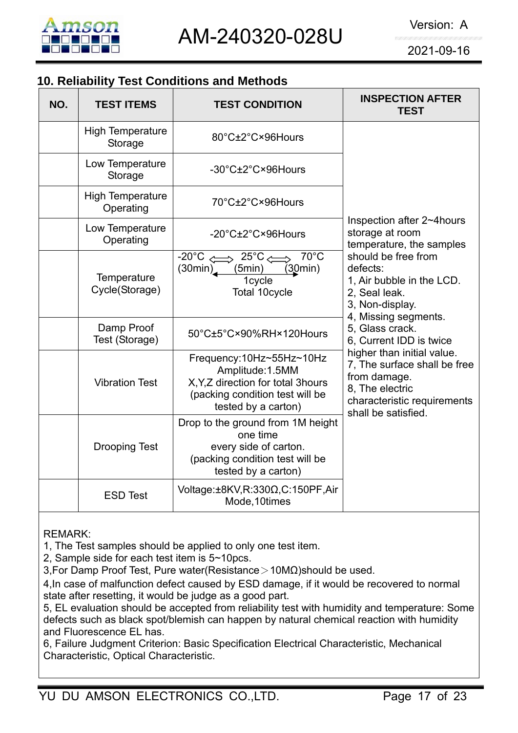## 10. Reliability Test Conditions and Methods

| NO. | TEST ITEMS | TEST CONDITION | INSPECTION AFTER TEST |
|---|---|---|---|
| | High Temperature Storage | 80°C±2°C×96Hours | Inspection after 2~4hours storage at room temperature, the samples should be free from defects:<br>1, Air bubble in the LCD.<br>2, Seal leak.<br>3, Non-display.<br>4, Missing segments.<br>5, Glass crack.<br>6, Current IDD is twice higher than initial value.<br>7, The surface shall be free from damage.<br>8, The electric characteristic requirements shall be satisfied. |
| | Low Temperature Storage | -30°C±2°C×96Hours | |
| | High Temperature Operating | 70°C±2°C×96Hours | |
| | Low Temperature Operating | -20°C±2°C×96Hours | |
| | Temperature Cycle(Storage) | -20°C ⟺ 25°C ⟺ 70°C<br>(30min) (5min) (30min)<br>1cycle<br>Total 10cycle | |
| | Damp Proof Test (Storage) | 50°C±5°C×90%RH×120Hours | |
| | Vibration Test | Frequency:10Hz~55Hz~10Hz<br>Amplitude:1.5MM<br>X,Y,Z direction for total 3hours<br>(packing condition test will be tested by a carton) | |
| | Drooping Test | Drop to the ground from 1M height one time<br>every side of carton.<br>(packing condition test will be tested by a carton) | |
| | ESD Test | Voltage:±8KV,R:330Ω,C:150PF,Air Mode,10times | |

REMARK:

1, The Test samples should be applied to only one test item.

2, Sample side for each test item is 5~10pcs.

3,For Damp Proof Test, Pure water(Resistance＞10MΩ)should be used.

4,In case of malfunction defect caused by ESD damage, if it would be recovered to normal state after resetting, it would be judge as a good part.

5, EL evaluation should be accepted from reliability test with humidity and temperature: Some defects such as black spot/blemish can happen by natural chemical reaction with humidity and Fluorescence EL has.

6, Failure Judgment Criterion: Basic Specification Electrical Characteristic, Mechanical Characteristic, Optical Characteristic.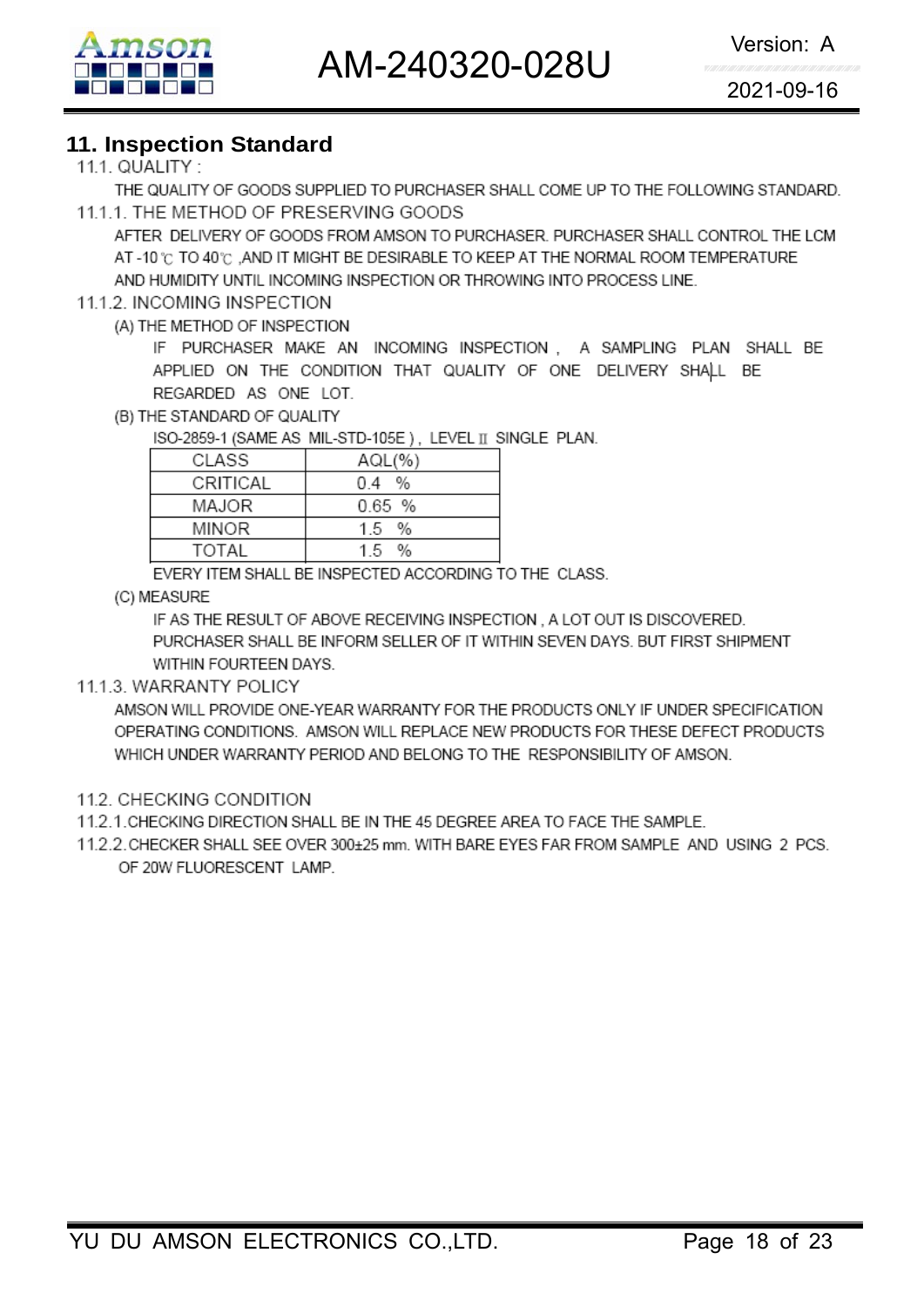## 11. Inspection Standard

11.1. QUALITY :

THE QUALITY OF GOODS SUPPLIED TO PURCHASER SHALL COME UP TO THE FOLLOWING STANDARD.

11.1.1. THE METHOD OF PRESERVING GOODS

AFTER DELIVERY OF GOODS FROM AMSON TO PURCHASER. PURCHASER SHALL CONTROL THE LCM AT -10℃ TO 40℃ ,AND IT MIGHT BE DESIRABLE TO KEEP AT THE NORMAL ROOM TEMPERATURE AND HUMIDITY UNTIL INCOMING INSPECTION OR THROWING INTO PROCESS LINE.

11.1.2. INCOMING INSPECTION

(A) THE METHOD OF INSPECTION

IF PURCHASER MAKE AN INCOMING INSPECTION , A SAMPLING PLAN SHALL BE APPLIED ON THE CONDITION THAT QUALITY OF ONE DELIVERY SHALL BE REGARDED AS ONE LOT.

(B) THE STANDARD OF QUALITY

ISO-2859-1 (SAME AS MIL-STD-105E ) , LEVEL II SINGLE PLAN.

| CLASS | AQL(%) |
|---|---|
| CRITICAL | 0.4 % |
| MAJOR | 0.65 % |
| MINOR | 1.5 % |
| TOTAL | 1.5 % |

EVERY ITEM SHALL BE INSPECTED ACCORDING TO THE CLASS.

(C) MEASURE

IF AS THE RESULT OF ABOVE RECEIVING INSPECTION , A LOT OUT IS DISCOVERED. PURCHASER SHALL BE INFORM SELLER OF IT WITHIN SEVEN DAYS. BUT FIRST SHIPMENT WITHIN FOURTEEN DAYS.

11.1.3. WARRANTY POLICY

AMSON WILL PROVIDE ONE-YEAR WARRANTY FOR THE PRODUCTS ONLY IF UNDER SPECIFICATION OPERATING CONDITIONS. AMSON WILL REPLACE NEW PRODUCTS FOR THESE DEFECT PRODUCTS WHICH UNDER WARRANTY PERIOD AND BELONG TO THE RESPONSIBILITY OF AMSON.

11.2. CHECKING CONDITION

11.2.1.CHECKING DIRECTION SHALL BE IN THE 45 DEGREE AREA TO FACE THE SAMPLE.

11.2.2.CHECKER SHALL SEE OVER 300±25 mm. WITH BARE EYES FAR FROM SAMPLE AND USING 2 PCS. OF 20W FLUORESCENT LAMP.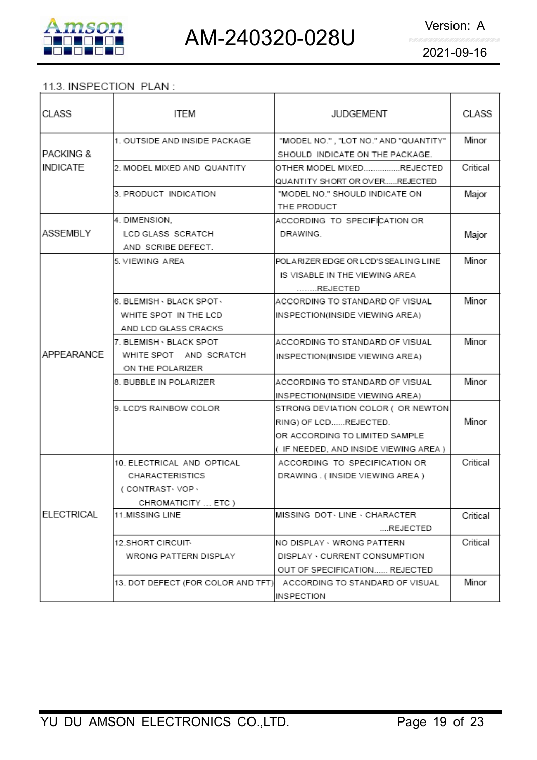11.3. INSPECTION PLAN :

| CLASS | ITEM | JUDGEMENT | CLASS |
|---|---|---|---|
| PACKING & INDICATE | 1. OUTSIDE AND INSIDE PACKAGE | "MODEL NO." , "LOT NO." AND "QUANTITY" SHOULD INDICATE ON THE PACKAGE. | Minor |
| | 2. MODEL MIXED AND QUANTITY | OTHER MODEL MIXED...............REJECTED QUANTITY SHORT OR OVER.....REJECTED | Critical |
| | 3. PRODUCT INDICATION | "MODEL NO." SHOULD INDICATE ON THE PRODUCT | Major |
| ASSEMBLY | 4. DIMENSION, LCD GLASS SCRATCH AND SCRIBE DEFECT. | ACCORDING TO SPECIFICATION OR DRAWING. | Major |
| APPEARANCE | 5. VIEWING AREA | POLARIZER EDGE OR LCD'S SEALING LINE IS VISABLE IN THE VIEWING AREA ........REJECTED | Minor |
| | 6. BLEMISH、BLACK SPOT、WHITE SPOT IN THE LCD AND LCD GLASS CRACKS | ACCORDING TO STANDARD OF VISUAL INSPECTION(INSIDE VIEWING AREA) | Minor |
| | 7. BLEMISH、BLACK SPOT WHITE SPOT AND SCRATCH ON THE POLARIZER | ACCORDING TO STANDARD OF VISUAL INSPECTION(INSIDE VIEWING AREA) | Minor |
| | 8. BUBBLE IN POLARIZER | ACCORDING TO STANDARD OF VISUAL INSPECTION(INSIDE VIEWING AREA) | Minor |
| | 9. LCD'S RAINBOW COLOR | STRONG DEVIATION COLOR ( OR NEWTON RING) OF LCD......REJECTED. OR ACCORDING TO LIMITED SAMPLE ( IF NEEDED, AND INSIDE VIEWING AREA ) | Minor |
| ELECTRICAL | 10. ELECTRICAL AND OPTICAL CHARACTERISTICS ( CONTRAST、VOP、CHROMATICITY ... ETC ) | ACCORDING TO SPECIFICATION OR DRAWING . ( INSIDE VIEWING AREA ) | Critical |
| | 11.MISSING LINE | MISSING DOT、LINE、CHARACTER ....REJECTED | Critical |
| | 12.SHORT CIRCUIT、WRONG PATTERN DISPLAY | NO DISPLAY、WRONG PATTERN DISPLAY、CURRENT CONSUMPTION OUT OF SPECIFICATION...... REJECTED | Critical |
| | 13. DOT DEFECT (FOR COLOR AND TFT) | ACCORDING TO STANDARD OF VISUAL INSPECTION | Minor |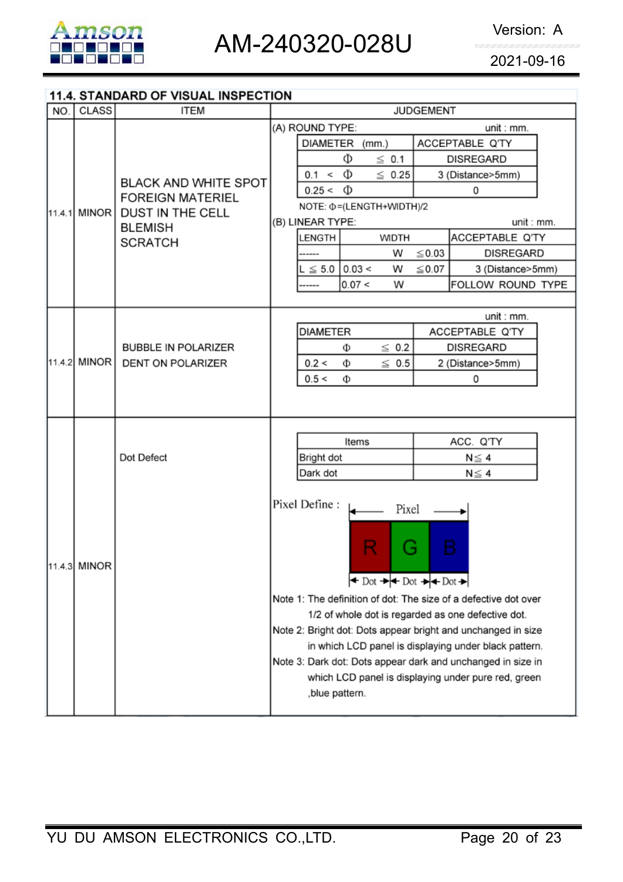## 11.4. STANDARD OF VISUAL INSPECTION

| NO. | CLASS | ITEM | JUDGEMENT |
|---|---|---|---|
| 11.4.1 | MINOR | BLACK AND WHITE SPOT<br>FOREIGN MATERIEL<br>DUST IN THE CELL<br>BLEMISH<br>SCRATCH | (A) ROUND TYPE: unit : mm.<br>DIAMETER (mm.) / ACCEPTABLE Q'TY:<br>Φ ≦ 0.1 — DISREGARD<br>0.1 < Φ ≦ 0.25 — 3 (Distance>5mm)<br>0.25 < Φ — 0<br>NOTE: Φ=(LENGTH+WIDTH)/2<br>(B) LINEAR TYPE: unit : mm.<br>LENGTH / WIDTH / ACCEPTABLE Q'TY:<br>------ / W ≦0.03 — DISREGARD<br>L ≦ 5.0 / 0.03 < W ≦0.07 — 3 (Distance>5mm)<br>------ / 0.07 < W — FOLLOW ROUND TYPE |
| 11.4.2 | MINOR | BUBBLE IN POLARIZER<br>DENT ON POLARIZER | unit : mm.<br>DIAMETER / ACCEPTABLE Q'TY:<br>Φ ≦ 0.2 — DISREGARD<br>0.2 < Φ ≦ 0.5 — 2 (Distance>5mm)<br>0.5 < Φ — 0 |
| 11.4.3 | MINOR | Dot Defect | Items / ACC. Q'TY:<br>Bright dot — N≦ 4<br>Dark dot — N≦ 4<br>Pixel Define : Pixel = R (Dot) + G (Dot) + B (Dot)<br>Note 1: The definition of dot: The size of a defective dot over 1/2 of whole dot is regarded as one defective dot.<br>Note 2: Bright dot: Dots appear bright and unchanged in size in which LCD panel is displaying under black pattern.<br>Note 3: Dark dot: Dots appear dark and unchanged in size in which LCD panel is displaying under pure red, green ,blue pattern. |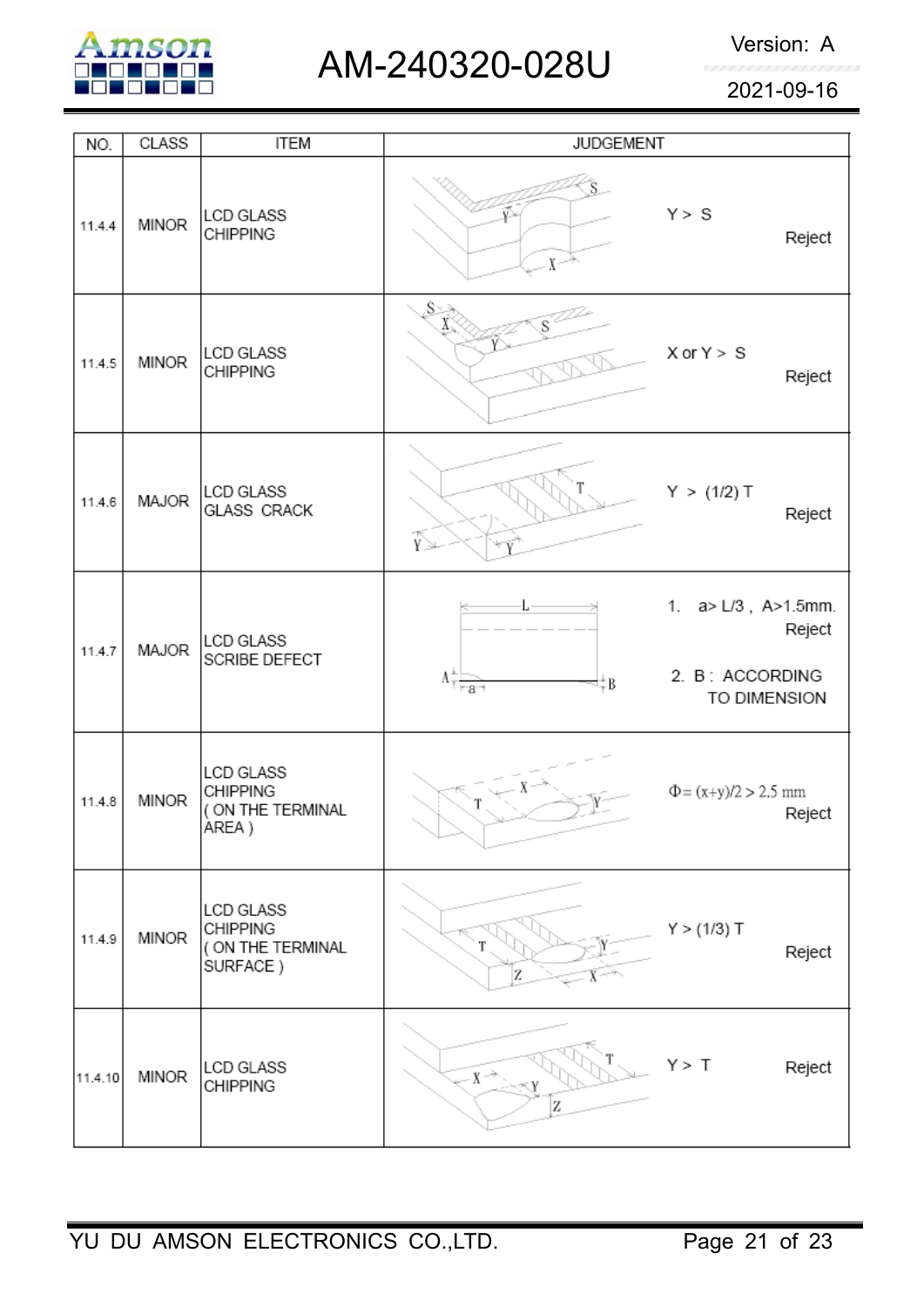| NO. | CLASS | ITEM | JUDGEMENT |
|---|---|---|---|
| 11.4.4 | MINOR | LCD GLASS CHIPPING | Y > S Reject |
| 11.4.5 | MINOR | LCD GLASS CHIPPING | X or Y > S Reject |
| 11.4.6 | MAJOR | LCD GLASS GLASS CRACK | Y > (1/2) T Reject |
| 11.4.7 | MAJOR | LCD GLASS SCRIBE DEFECT | 1. a> L/3 , A>1.5mm. Reject<br>2. B : ACCORDING TO DIMENSION |
| 11.4.8 | MINOR | LCD GLASS CHIPPING ( ON THE TERMINAL AREA ) | $\Phi = (x+y)/2 > 2.5$ mm Reject |
| 11.4.9 | MINOR | LCD GLASS CHIPPING ( ON THE TERMINAL SURFACE ) | Y > (1/3) T Reject |
| 11.4.10 | MINOR | LCD GLASS CHIPPING | Y > T Reject |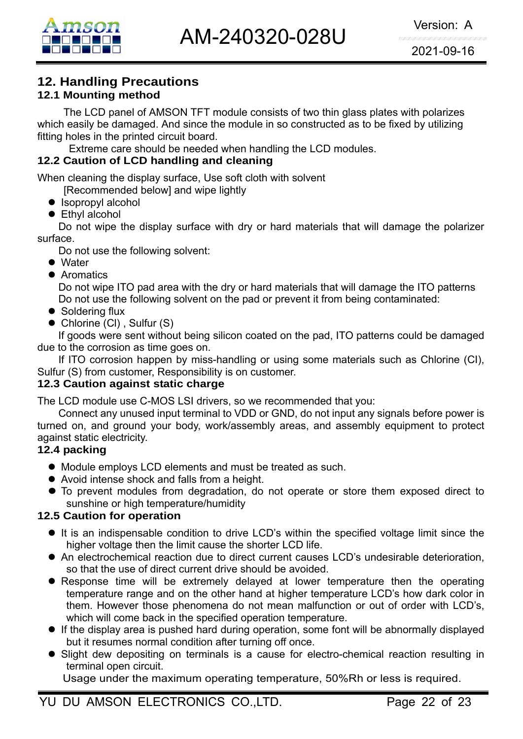## 12. Handling Precautions

### 12.1 Mounting method

The LCD panel of AMSON TFT module consists of two thin glass plates with polarizes which easily be damaged. And since the module in so constructed as to be fixed by utilizing fitting holes in the printed circuit board.

Extreme care should be needed when handling the LCD modules.

### 12.2 Caution of LCD handling and cleaning

When cleaning the display surface, Use soft cloth with solvent [Recommended below] and wipe lightly

- Isopropyl alcohol
- Ethyl alcohol

Do not wipe the display surface with dry or hard materials that will damage the polarizer surface.

Do not use the following solvent:

- Water
- Aromatics

Do not wipe ITO pad area with the dry or hard materials that will damage the ITO patterns

Do not use the following solvent on the pad or prevent it from being contaminated:

- Soldering flux
- Chlorine (Cl) , Sulfur (S)

If goods were sent without being silicon coated on the pad, ITO patterns could be damaged due to the corrosion as time goes on.

If ITO corrosion happen by miss-handling or using some materials such as Chlorine (CI), Sulfur (S) from customer, Responsibility is on customer.

### 12.3 Caution against static charge

The LCD module use C-MOS LSI drivers, so we recommended that you:

Connect any unused input terminal to VDD or GND, do not input any signals before power is turned on, and ground your body, work/assembly areas, and assembly equipment to protect against static electricity.

### 12.4 packing

- Module employs LCD elements and must be treated as such.
- Avoid intense shock and falls from a height.
- To prevent modules from degradation, do not operate or store them exposed direct to sunshine or high temperature/humidity

### 12.5 Caution for operation

- It is an indispensable condition to drive LCD's within the specified voltage limit since the higher voltage then the limit cause the shorter LCD life.
- An electrochemical reaction due to direct current causes LCD's undesirable deterioration, so that the use of direct current drive should be avoided.
- Response time will be extremely delayed at lower temperature then the operating temperature range and on the other hand at higher temperature LCD's how dark color in them. However those phenomena do not mean malfunction or out of order with LCD's, which will come back in the specified operation temperature.
- If the display area is pushed hard during operation, some font will be abnormally displayed but it resumes normal condition after turning off once.
- Slight dew depositing on terminals is a cause for electro-chemical reaction resulting in terminal open circuit.

  Usage under the maximum operating temperature, 50%Rh or less is required.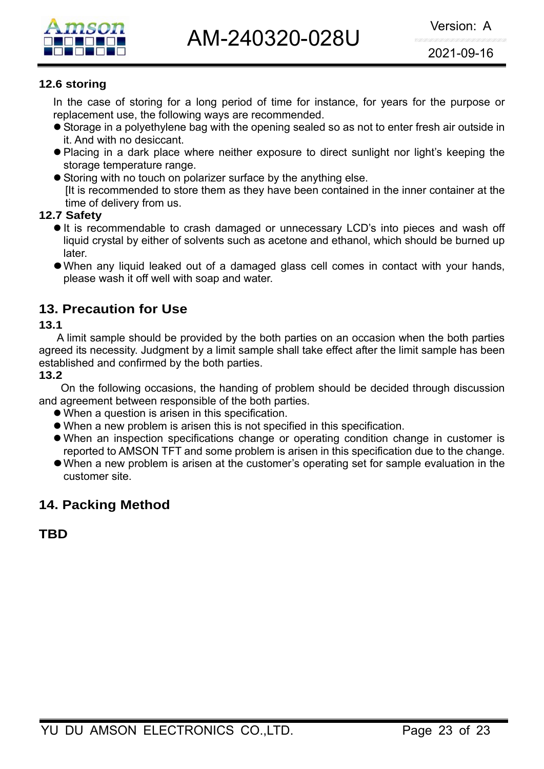### 12.6 storing

In the case of storing for a long period of time for instance, for years for the purpose or replacement use, the following ways are recommended.

- Storage in a polyethylene bag with the opening sealed so as not to enter fresh air outside in it. And with no desiccant.
- Placing in a dark place where neither exposure to direct sunlight nor light's keeping the storage temperature range.
- Storing with no touch on polarizer surface by the anything else.
  [It is recommended to store them as they have been contained in the inner container at the time of delivery from us.

### 12.7 Safety

- It is recommendable to crash damaged or unnecessary LCD's into pieces and wash off liquid crystal by either of solvents such as acetone and ethanol, which should be burned up later.
- When any liquid leaked out of a damaged glass cell comes in contact with your hands, please wash it off well with soap and water.

## 13. Precaution for Use

### 13.1

A limit sample should be provided by the both parties on an occasion when the both parties agreed its necessity. Judgment by a limit sample shall take effect after the limit sample has been established and confirmed by the both parties.

### 13.2

On the following occasions, the handing of problem should be decided through discussion and agreement between responsible of the both parties.

- When a question is arisen in this specification.
- When a new problem is arisen this is not specified in this specification.
- When an inspection specifications change or operating condition change in customer is reported to AMSON TFT and some problem is arisen in this specification due to the change.
- When a new problem is arisen at the customer's operating set for sample evaluation in the customer site.

## 14. Packing Method

**TBD**